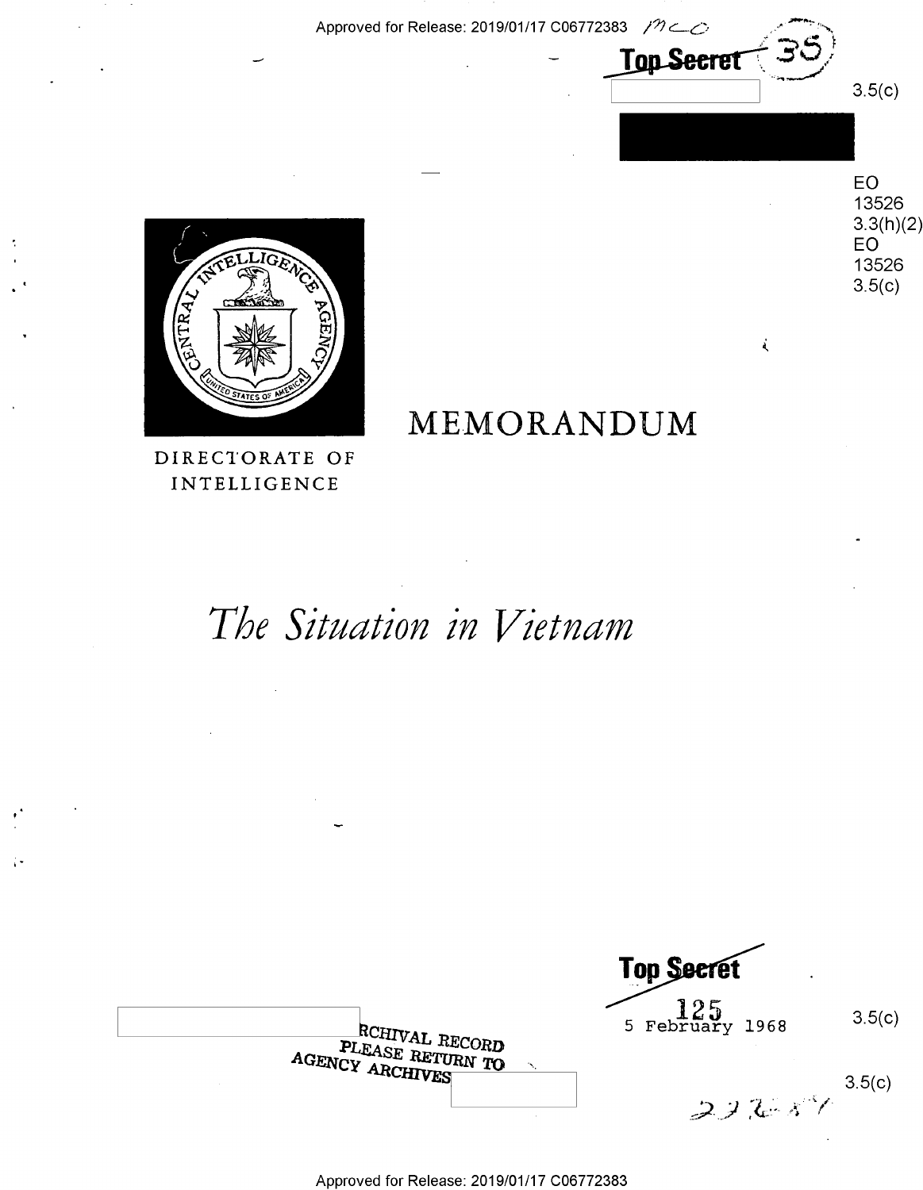Approved for Release: 2019/01/17 C06772383

Top Secret

3.5(c)

EO 13526 3.3(h)(2)
EO 13526 3.5(c)

DIRECTORATE OF INTELLIGENCE

# MEMORANDUM

# *The Situation in Vietnam*

Top Secret

125

5 February 1968

3.5(c)

ARCHIVAL RECORD
PLEASE RETURN TO
AGENCY ARCHIVES

3.5(c)

Approved for Release: 2019/01/17 C06772383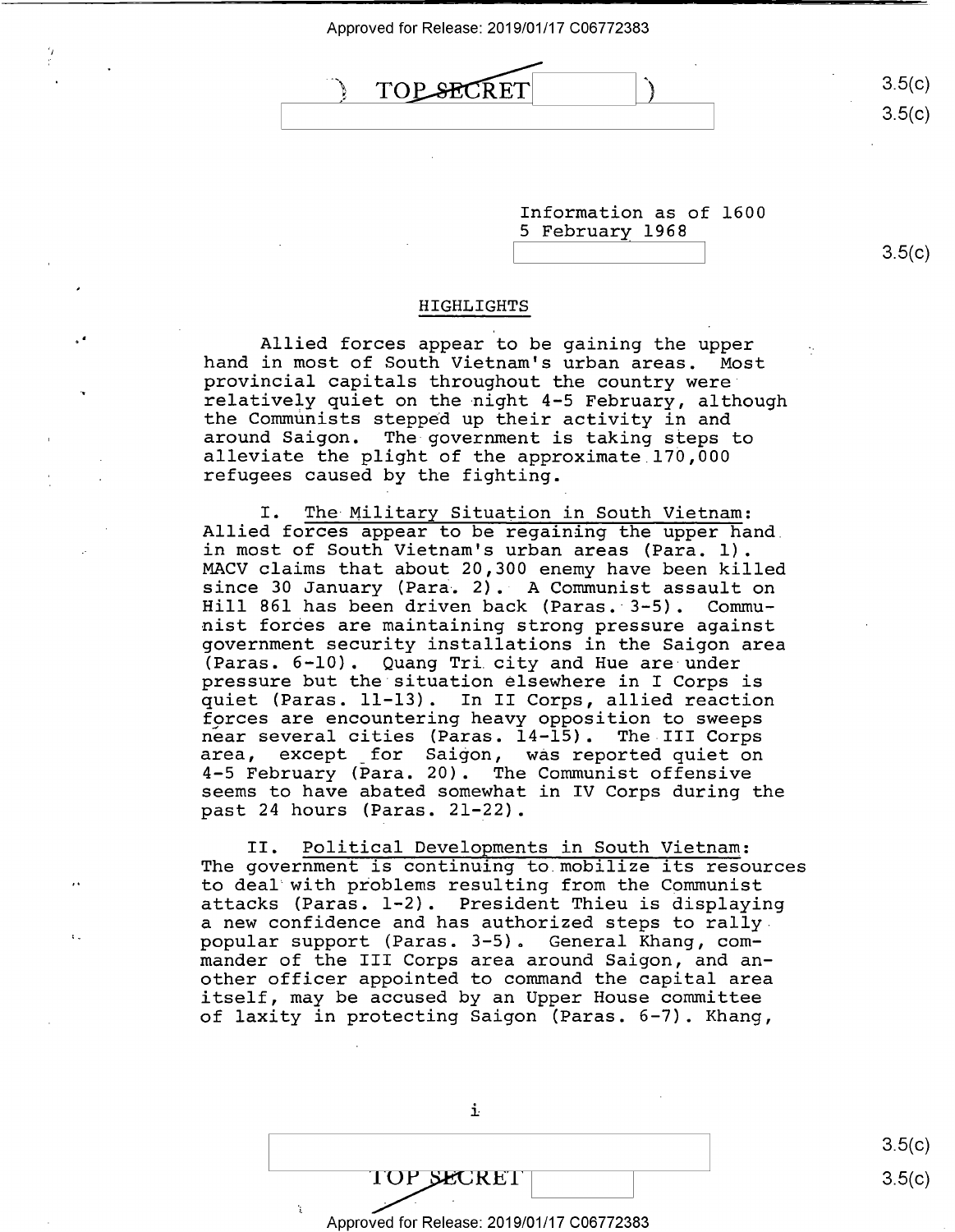Information as of 1600
5 February 1968

HIGHLIGHTS

Allied forces appear to be gaining the upper hand in most of South Vietnam's urban areas. Most provincial capitals throughout the country were relatively quiet on the night 4-5 February, although the Communists stepped up their activity in and around Saigon. The government is taking steps to alleviate the plight of the approximate 170,000 refugees caused by the fighting.

I. The Military Situation in South Vietnam: Allied forces appear to be regaining the upper hand in most of South Vietnam's urban areas (Para. 1). MACV claims that about 20,300 enemy have been killed since 30 January (Para. 2). A Communist assault on Hill 861 has been driven back (Paras. 3-5). Communist forces are maintaining strong pressure against government security installations in the Saigon area (Paras. 6-10). Quang Tri city and Hue are under pressure but the situation elsewhere in I Corps is quiet (Paras. 11-13). In II Corps, allied reaction forces are encountering heavy opposition to sweeps near several cities (Paras. 14-15). The III Corps area, except for Saigon, was reported quiet on 4-5 February (Para. 20). The Communist offensive seems to have abated somewhat in IV Corps during the past 24 hours (Paras. 21-22).

II. Political Developments in South Vietnam: The government is continuing to mobilize its resources to deal with problems resulting from the Communist attacks (Paras. 1-2). President Thieu is displaying a new confidence and has authorized steps to rally popular support (Paras. 3-5). General Khang, commander of the III Corps area around Saigon, and another officer appointed to command the capital area itself, may be accused by an Upper House committee of laxity in protecting Saigon (Paras. 6-7). Khang,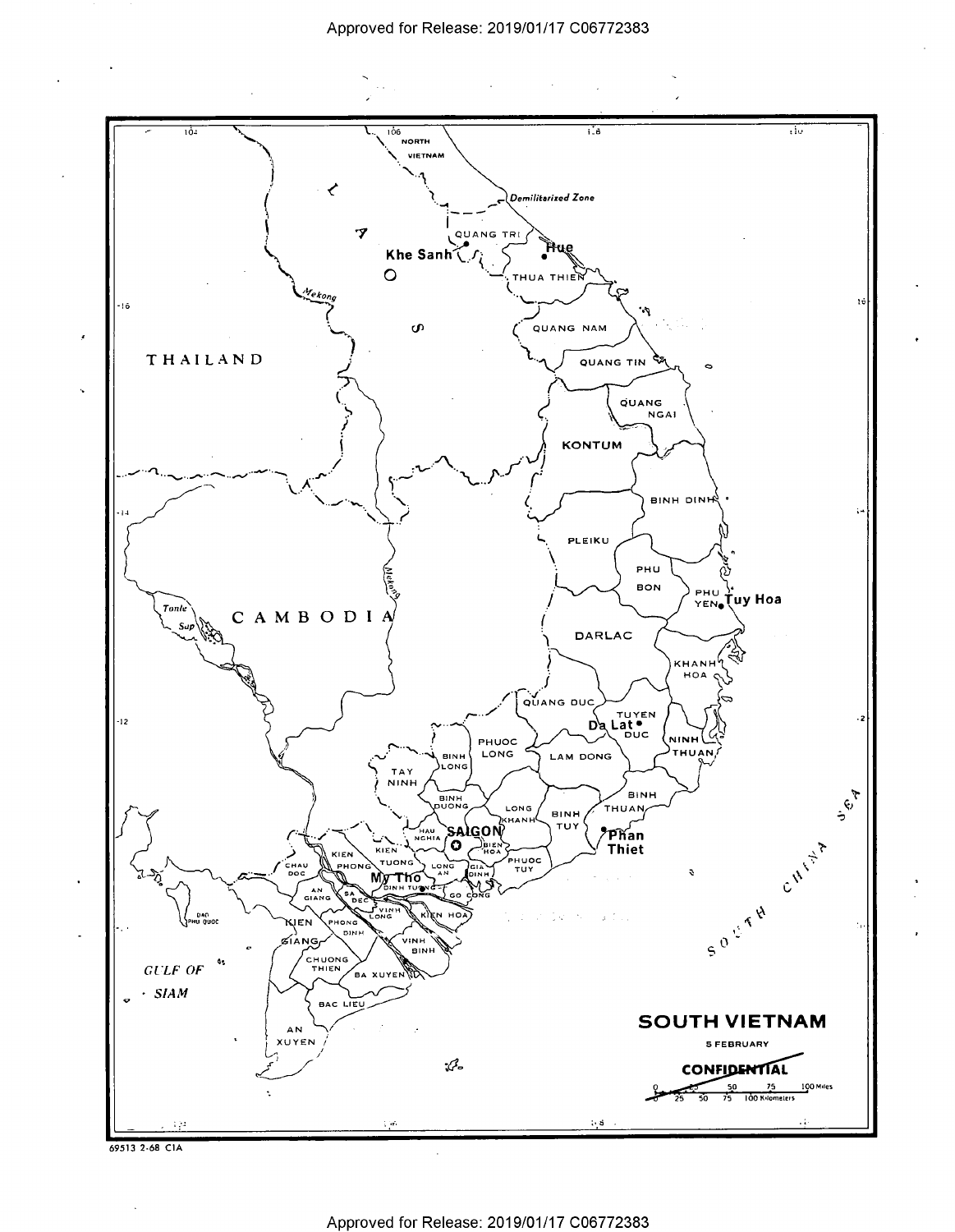**SOUTH VIETNAM**

5 FEBRUARY

~~CONFIDENTIAL~~

69513 2-68 CIA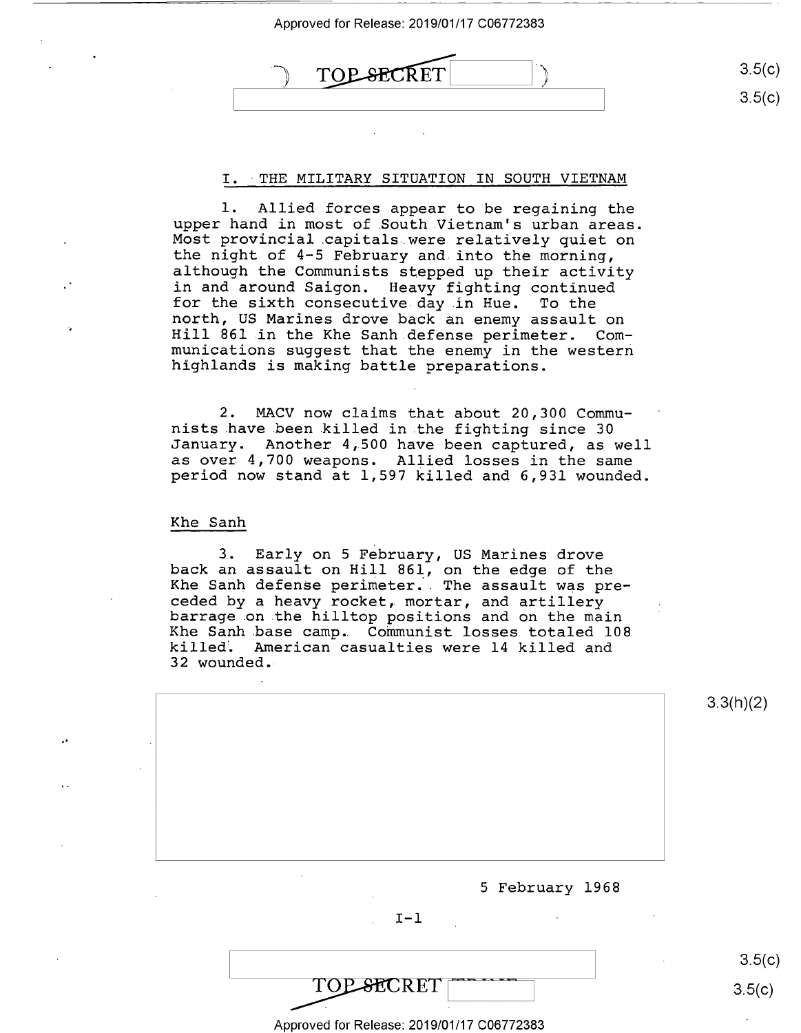## I. THE MILITARY SITUATION IN SOUTH VIETNAM

1. Allied forces appear to be regaining the upper hand in most of South Vietnam's urban areas. Most provincial capitals were relatively quiet on the night of 4-5 February and into the morning, although the Communists stepped up their activity in and around Saigon. Heavy fighting continued for the sixth consecutive day in Hue. To the north, US Marines drove back an enemy assault on Hill 861 in the Khe Sanh defense perimeter. Communications suggest that the enemy in the western highlands is making battle preparations.

2. MACV now claims that about 20,300 Communists have been killed in the fighting since 30 January. Another 4,500 have been captured, as well as over 4,700 weapons. Allied losses in the same period now stand at 1,597 killed and 6,931 wounded.

### Khe Sanh

3. Early on 5 February, US Marines drove back an assault on Hill 861, on the edge of the Khe Sanh defense perimeter. The assault was preceded by a heavy rocket, mortar, and artillery barrage on the hilltop positions and on the main Khe Sanh base camp. Communist losses totaled 108 killed. American casualties were 14 killed and 32 wounded.

5 February 1968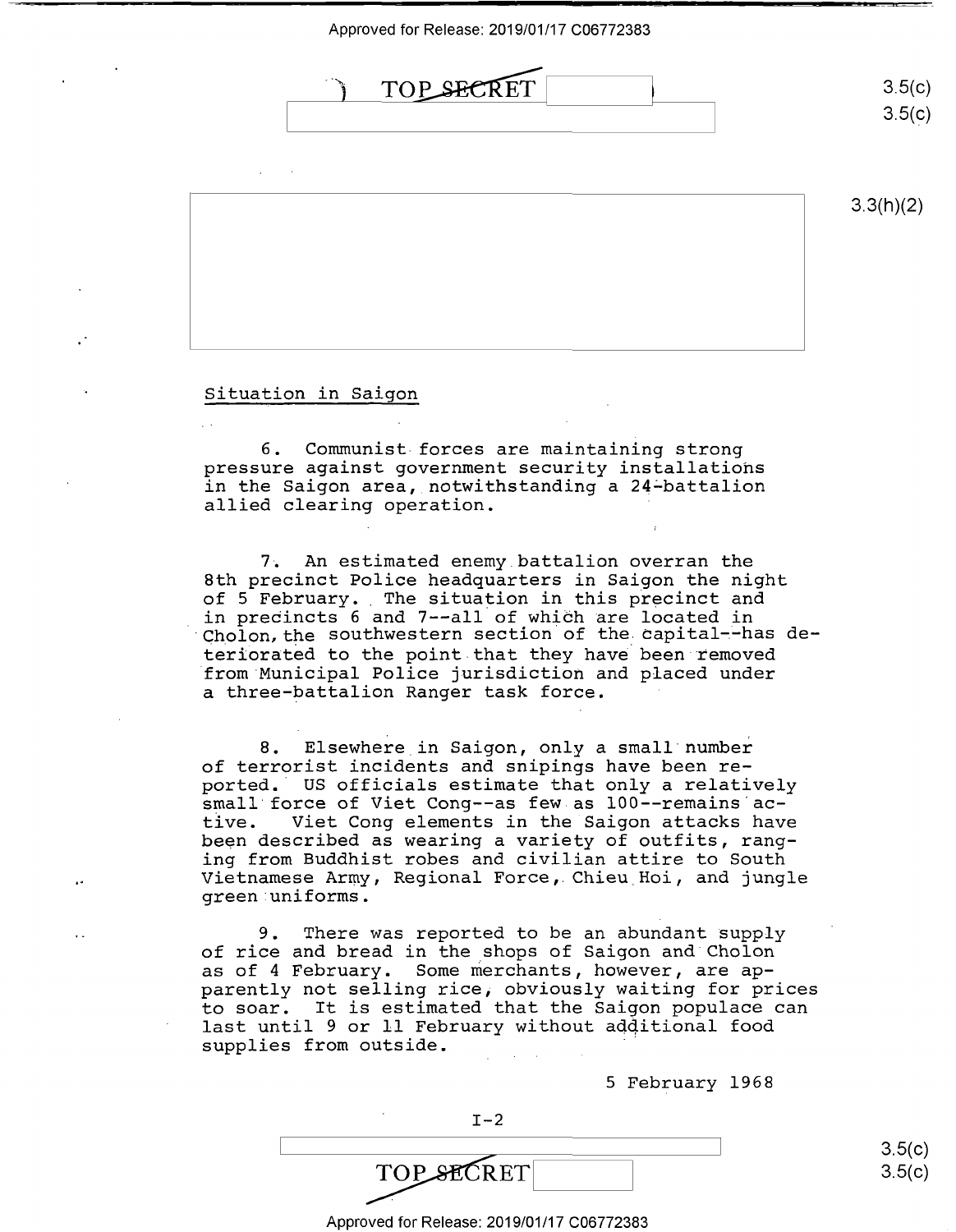TOP SECRET

## Situation in Saigon

6. Communist forces are maintaining strong pressure against government security installations in the Saigon area, notwithstanding a 24-battalion allied clearing operation.

7. An estimated enemy battalion overran the 8th precinct Police headquarters in Saigon the night of 5 February. The situation in this precinct and in precincts 6 and 7--all of which are located in Cholon, the southwestern section of the capital--has deteriorated to the point that they have been removed from Municipal Police jurisdiction and placed under a three-battalion Ranger task force.

8. Elsewhere in Saigon, only a small number of terrorist incidents and snipings have been reported. US officials estimate that only a relatively small force of Viet Cong--as few as 100--remains active. Viet Cong elements in the Saigon attacks have been described as wearing a variety of outfits, ranging from Buddhist robes and civilian attire to South Vietnamese Army, Regional Force, Chieu Hoi, and jungle green uniforms.

9. There was reported to be an abundant supply of rice and bread in the shops of Saigon and Cholon as of 4 February. Some merchants, however, are apparently not selling rice, obviously waiting for prices to soar. It is estimated that the Saigon populace can last until 9 or 11 February without additional food supplies from outside.

5 February 1968

I-2

TOP SECRET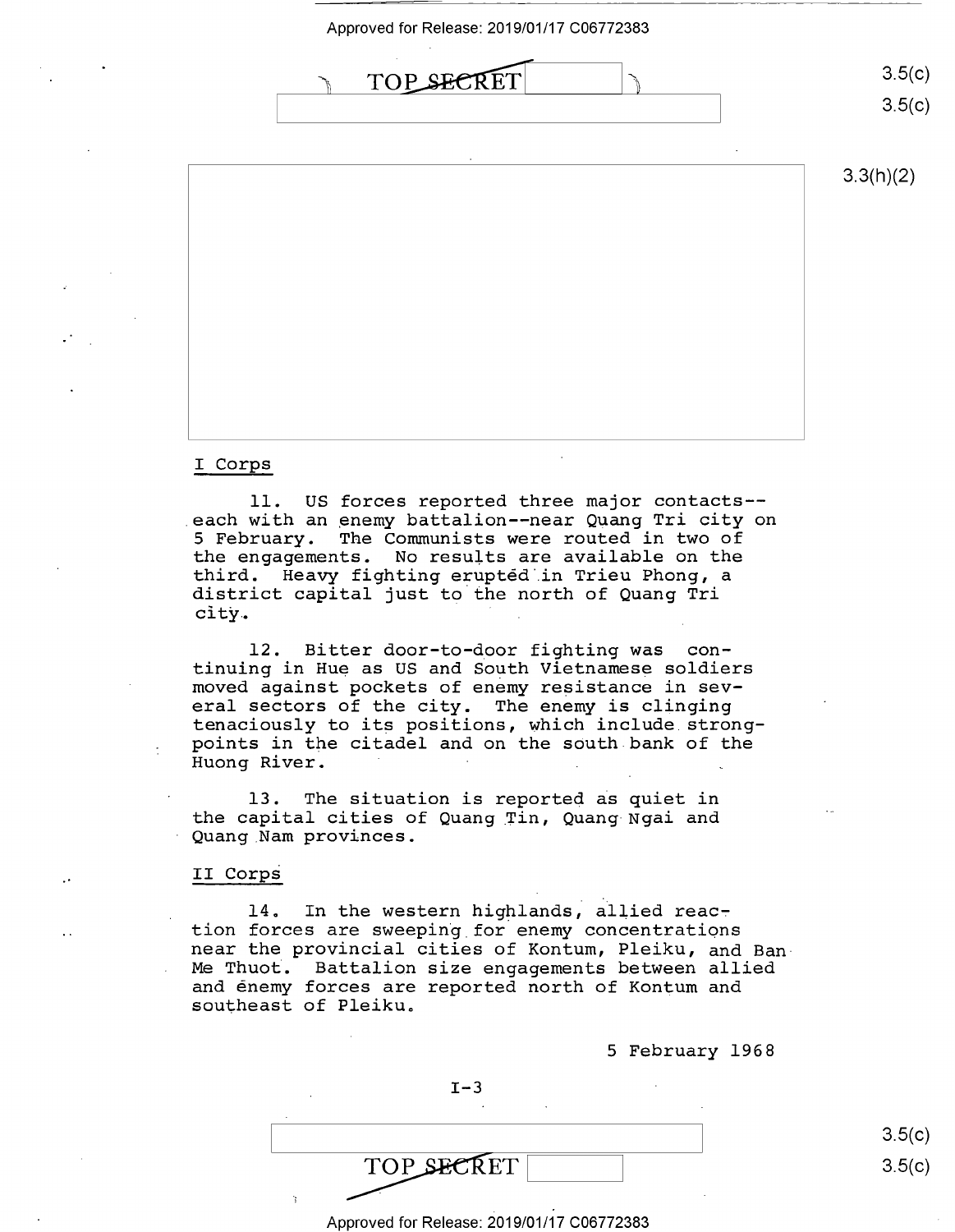TOP SECRET

3.5(c)
3.5(c)

3.3(h)(2)

I Corps

11. US forces reported three major contacts--each with an enemy battalion--near Quang Tri city on 5 February. The Communists were routed in two of the engagements. No results are available on the third. Heavy fighting erupted in Trieu Phong, a district capital just to the north of Quang Tri city.

12. Bitter door-to-door fighting was continuing in Hue as US and South Vietnamese soldiers moved against pockets of enemy resistance in several sectors of the city. The enemy is clinging tenaciously to its positions, which include strongpoints in the citadel and on the south bank of the Huong River.

13. The situation is reported as quiet in the capital cities of Quang Tin, Quang Ngai and Quang Nam provinces.

II Corps

14. In the western highlands, allied reaction forces are sweeping for enemy concentrations near the provincial cities of Kontum, Pleiku, and Ban Me Thuot. Battalion size engagements between allied and enemy forces are reported north of Kontum and southeast of Pleiku.

5 February 1968

I-3

3.5(c)
3.5(c)

TOP SECRET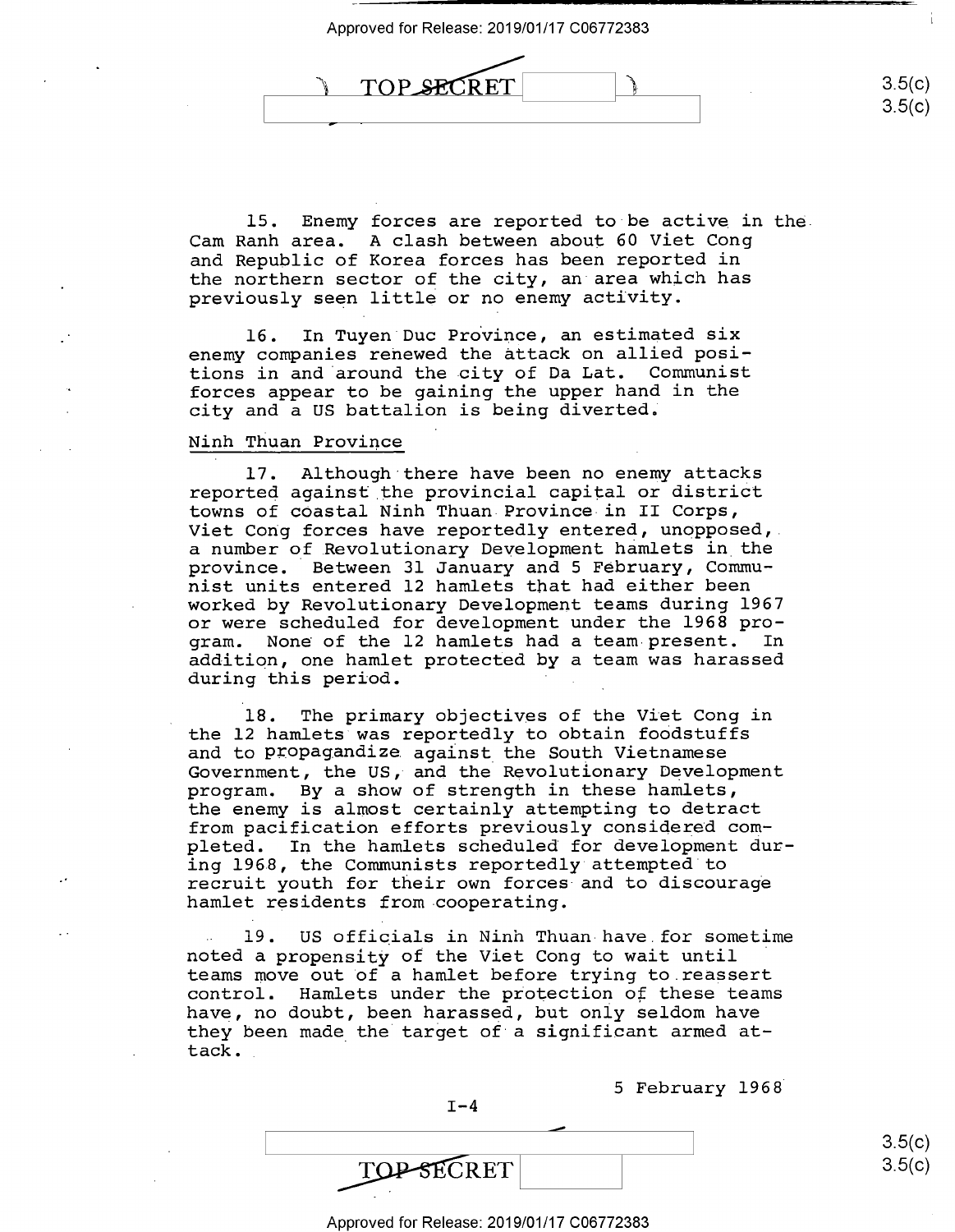15. Enemy forces are reported to be active in the Cam Ranh area. A clash between about 60 Viet Cong and Republic of Korea forces has been reported in the northern sector of the city, an area which has previously seen little or no enemy activity.

16. In Tuyen Duc Province, an estimated six enemy companies renewed the attack on allied positions in and around the city of Da Lat. Communist forces appear to be gaining the upper hand in the city and a US battalion is being diverted.

Ninh Thuan Province

17. Although there have been no enemy attacks reported against the provincial capital or district towns of coastal Ninh Thuan Province in II Corps, Viet Cong forces have reportedly entered, unopposed, a number of Revolutionary Development hamlets in the province. Between 31 January and 5 February, Communist units entered 12 hamlets that had either been worked by Revolutionary Development teams during 1967 or were scheduled for development under the 1968 program. None of the 12 hamlets had a team present. In addition, one hamlet protected by a team was harassed during this period.

18. The primary objectives of the Viet Cong in the 12 hamlets was reportedly to obtain foodstuffs and to propagandize against the South Vietnamese Government, the US, and the Revolutionary Development program. By a show of strength in these hamlets, the enemy is almost certainly attempting to detract from pacification efforts previously considered completed. In the hamlets scheduled for development during 1968, the Communists reportedly attempted to recruit youth for their own forces and to discourage hamlet residents from cooperating.

19. US officials in Ninh Thuan have for sometime noted a propensity of the Viet Cong to wait until teams move out of a hamlet before trying to reassert control. Hamlets under the protection of these teams have, no doubt, been harassed, but only seldom have they been made the target of a significant armed attack.

5 February 1968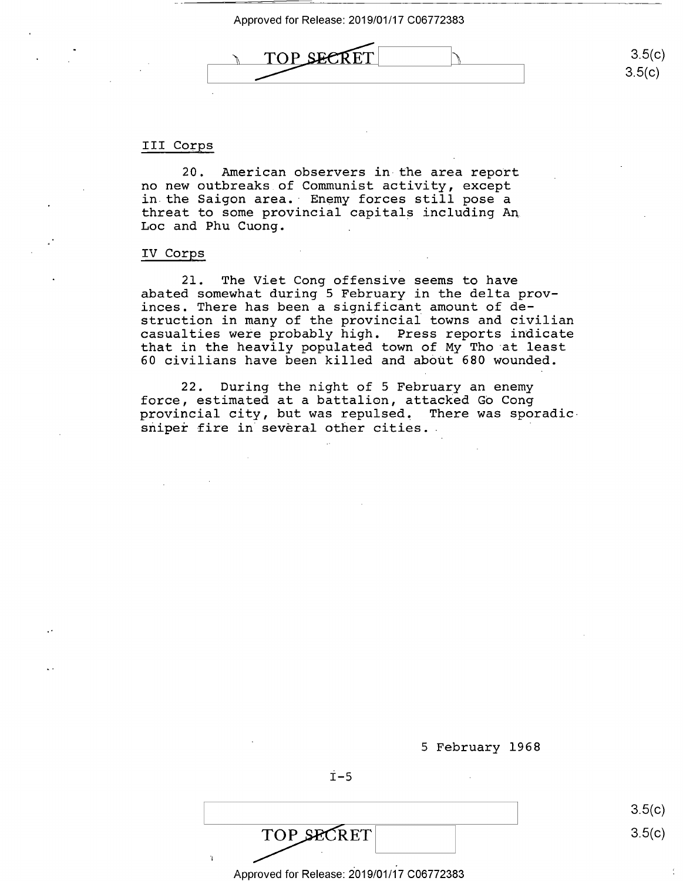## III Corps

20. American observers in the area report no new outbreaks of Communist activity, except in the Saigon area. Enemy forces still pose a threat to some provincial capitals including An Loc and Phu Cuong.

## IV Corps

21. The Viet Cong offensive seems to have abated somewhat during 5 February in the delta provinces. There has been a significant amount of destruction in many of the provincial towns and civilian casualties were probably high. Press reports indicate that in the heavily populated town of My Tho at least 60 civilians have been killed and about 680 wounded.

22. During the night of 5 February an enemy force, estimated at a battalion, attacked Go Cong provincial city, but was repulsed. There was sporadic sniper fire in several other cities.

5 February 1968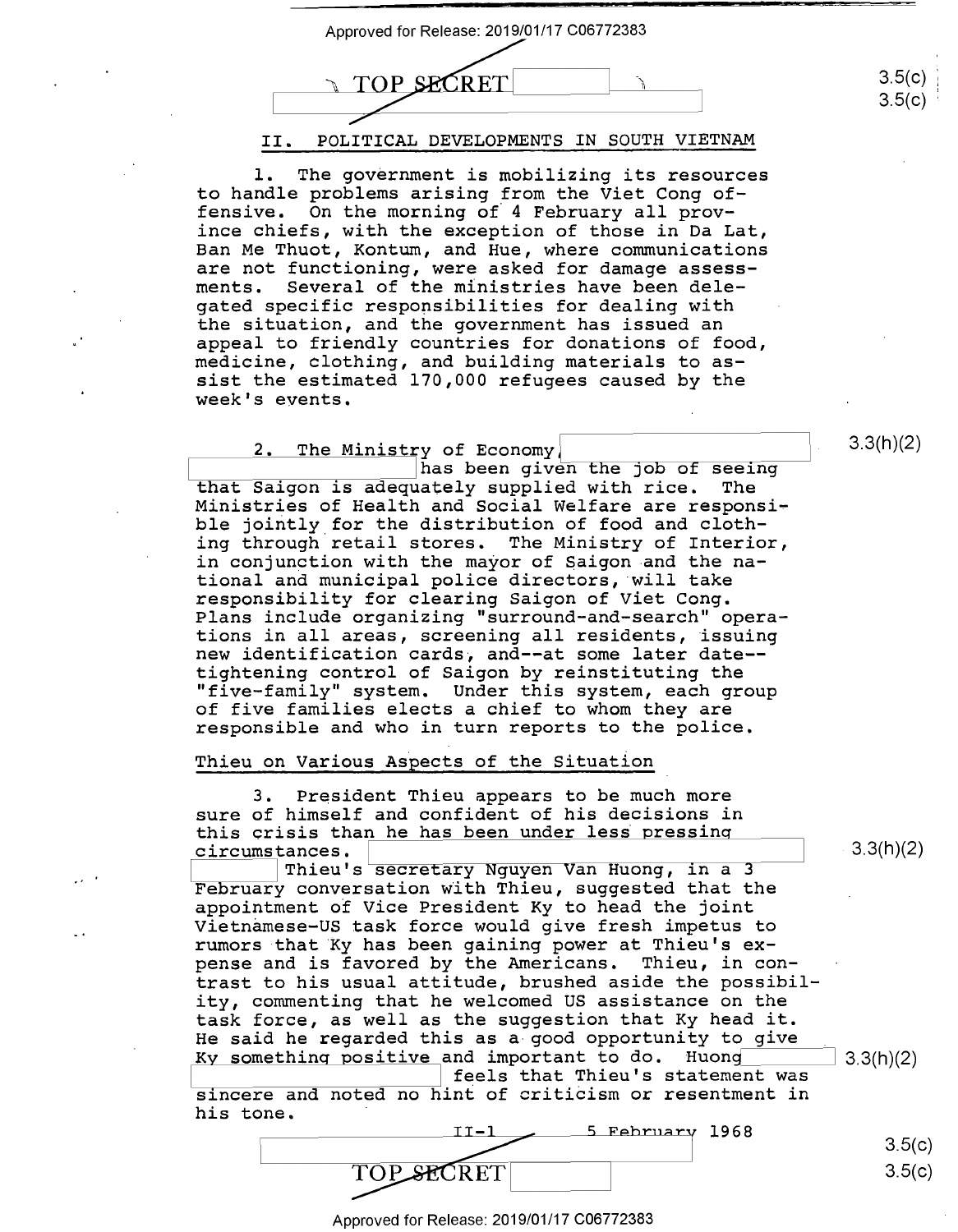## II. POLITICAL DEVELOPMENTS IN SOUTH VIETNAM

1. The government is mobilizing its resources to handle problems arising from the Viet Cong offensive. On the morning of 4 February all province chiefs, with the exception of those in Da Lat, Ban Me Thuot, Kontum, and Hue, where communications are not functioning, were asked for damage assessments. Several of the ministries have been delegated specific responsibilities for dealing with the situation, and the government has issued an appeal to friendly countries for donations of food, medicine, clothing, and building materials to assist the estimated 170,000 refugees caused by the week's events.

2. The Ministry of Economy, [redacted] has been given the job of seeing that Saigon is adequately supplied with rice. The Ministries of Health and Social Welfare are responsible jointly for the distribution of food and clothing through retail stores. The Ministry of Interior, in conjunction with the mayor of Saigon and the national and municipal police directors, will take responsibility for clearing Saigon of Viet Cong. Plans include organizing "surround-and-search" operations in all areas, screening all residents, issuing new identification cards, and--at some later date--tightening control of Saigon by reinstituting the "five-family" system. Under this system, each group of five families elects a chief to whom they are responsible and who in turn reports to the police.

### Thieu on Various Aspects of the Situation

3. President Thieu appears to be much more sure of himself and confident of his decisions in this crisis than he has been under less pressing circumstances. [redacted] Thieu's secretary Nguyen Van Huong, in a 3 February conversation with Thieu, suggested that the appointment of Vice President Ky to head the joint Vietnamese-US task force would give fresh impetus to rumors that Ky has been gaining power at Thieu's expense and is favored by the Americans. Thieu, in contrast to his usual attitude, brushed aside the possibility, commenting that he welcomed US assistance on the task force, as well as the suggestion that Ky head it. He said he regarded this as a good opportunity to give Ky something positive and important to do. Huong [redacted] feels that Thieu's statement was sincere and noted no hint of criticism or resentment in his tone.

5 February 1968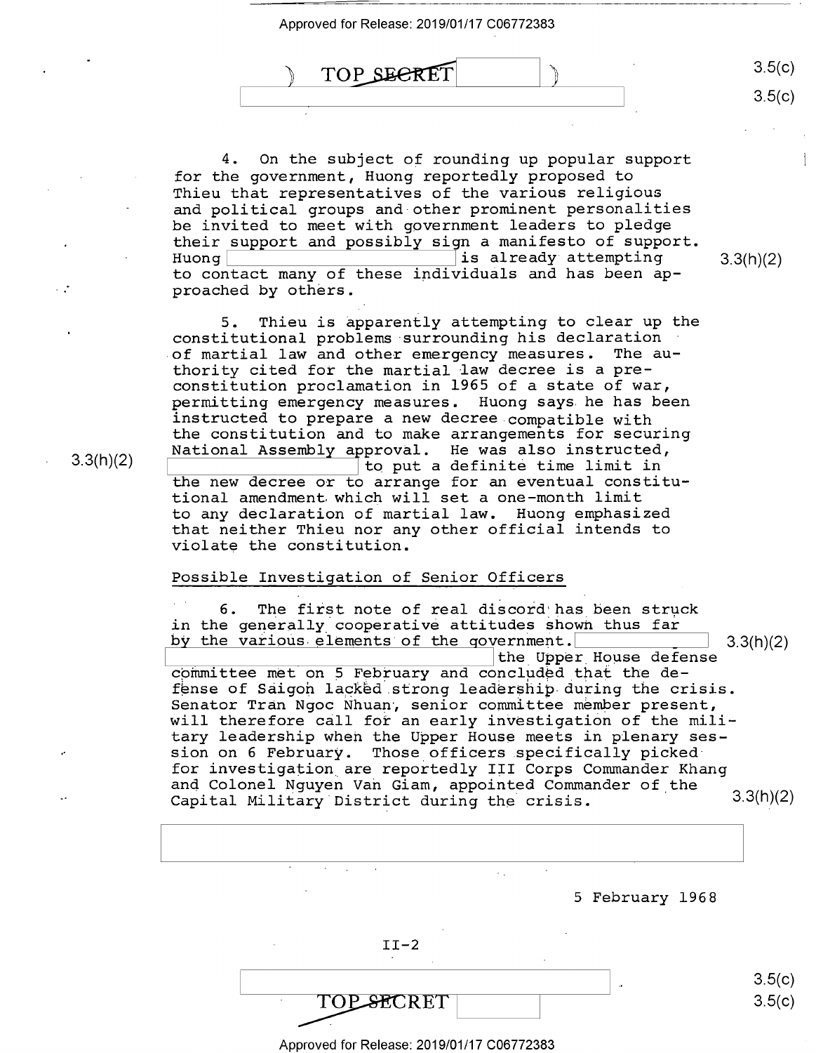4. On the subject of rounding up popular support for the government, Huong reportedly proposed to Thieu that representatives of the various religious and political groups and other prominent personalities be invited to meet with government leaders to pledge their support and possibly sign a manifesto of support. Huong [redacted] is already attempting to contact many of these individuals and has been approached by others.

5. Thieu is apparently attempting to clear up the constitutional problems surrounding his declaration of martial law and other emergency measures. The authority cited for the martial law decree is a pre-constitution proclamation in 1965 of a state of war, permitting emergency measures. Huong says he has been instructed to prepare a new decree compatible with the constitution and to make arrangements for securing National Assembly approval. He was also instructed, [redacted] to put a definite time limit in the new decree or to arrange for an eventual constitutional amendment which will set a one-month limit to any declaration of martial law. Huong emphasized that neither Thieu nor any other official intends to violate the constitution.

Possible Investigation of Senior Officers

6. The first note of real discord has been struck in the generally cooperative attitudes shown thus far by the various elements of the government. [redacted] the Upper House defense committee met on 5 February and concluded that the defense of Saigon lacked strong leadership during the crisis. Senator Tran Ngoc Nhuan, senior committee member present, will therefore call for an early investigation of the military leadership when the Upper House meets in plenary session on 6 February. Those officers specifically picked for investigation are reportedly III Corps Commander Khang and Colonel Nguyen Van Giam, appointed Commander of the Capital Military District during the crisis.

5 February 1968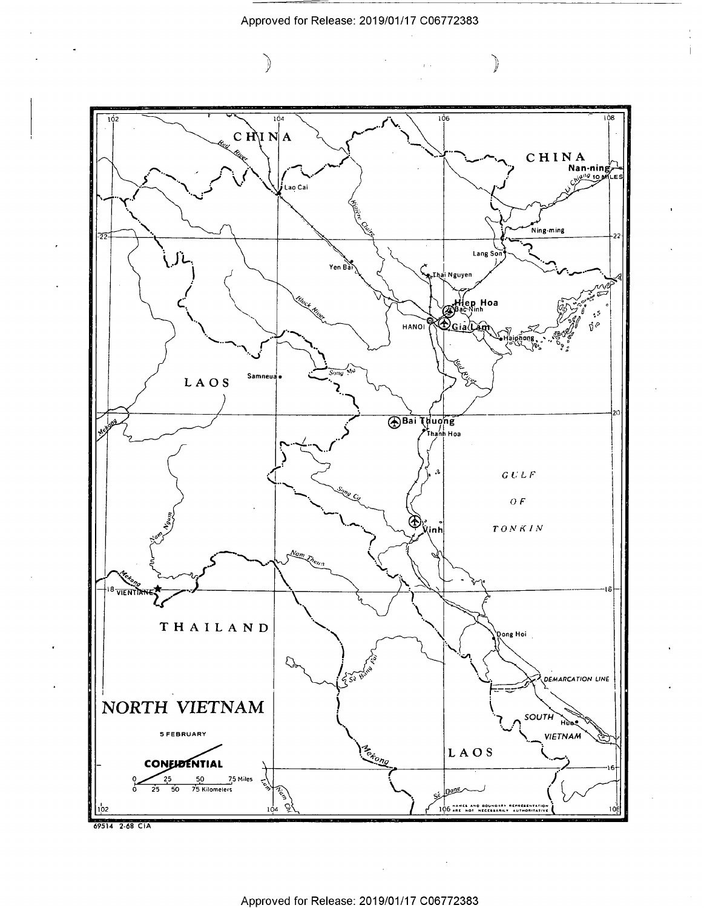# NORTH VIETNAM

5 FEBRUARY

**CONFIDENTIAL**

0 — 25 — 50 — 75 Miles
0 — 25 — 50 — 75 Kilometers

CHINA · LAOS · THAILAND · SOUTH VIETNAM · GULF OF TONKIN

Lao Cai · Yen Bai · Thai Nguyen · Lang Son · Ning-ming · Nan-ning · **Hiep Hoa** · Bac Ninh · HANOI · **Gia Lam** · Haiphong · Samneua · **Bai Thuong** · Thanh Hoa · **Vinh** · VIENTIANE · Dong Hoi · Hue · DEMARCATION LINE

Red River · Black River · Riviere Claire · Song Ma · Song Ca · Nam Theun · Nam Ngum · Mekong · Se Bang Fai · Se Done · Nam Chi · Li Chiang 10 MILES

NAMES AND BOUNDARY REPRESENTATION ARE NOT NECESSARILY AUTHORITATIVE

69514 2-68 CIA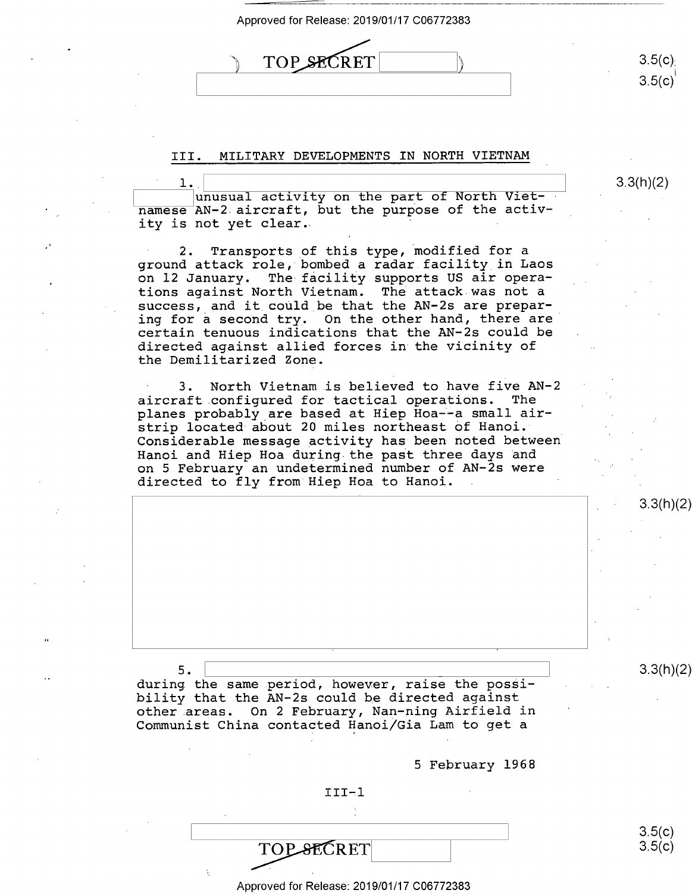## III. MILITARY DEVELOPMENTS IN NORTH VIETNAM

1. unusual activity on the part of North Vietnamese AN-2 aircraft, but the purpose of the activity is not yet clear.

2. Transports of this type, modified for a ground attack role, bombed a radar facility in Laos on 12 January. The facility supports US air operations against North Vietnam. The attack was not a success, and it could be that the AN-2s are preparing for a second try. On the other hand, there are certain tenuous indications that the AN-2s could be directed against allied forces in the vicinity of the Demilitarized Zone.

3. North Vietnam is believed to have five AN-2 aircraft configured for tactical operations. The planes probably are based at Hiep Hoa--a small airstrip located about 20 miles northeast of Hanoi. Considerable message activity has been noted between Hanoi and Hiep Hoa during the past three days and on 5 February an undetermined number of AN-2s were directed to fly from Hiep Hoa to Hanoi.

5. during the same period, however, raise the possibility that the AN-2s could be directed against other areas. On 2 February, Nan-ning Airfield in Communist China contacted Hanoi/Gia Lam to get a

5 February 1968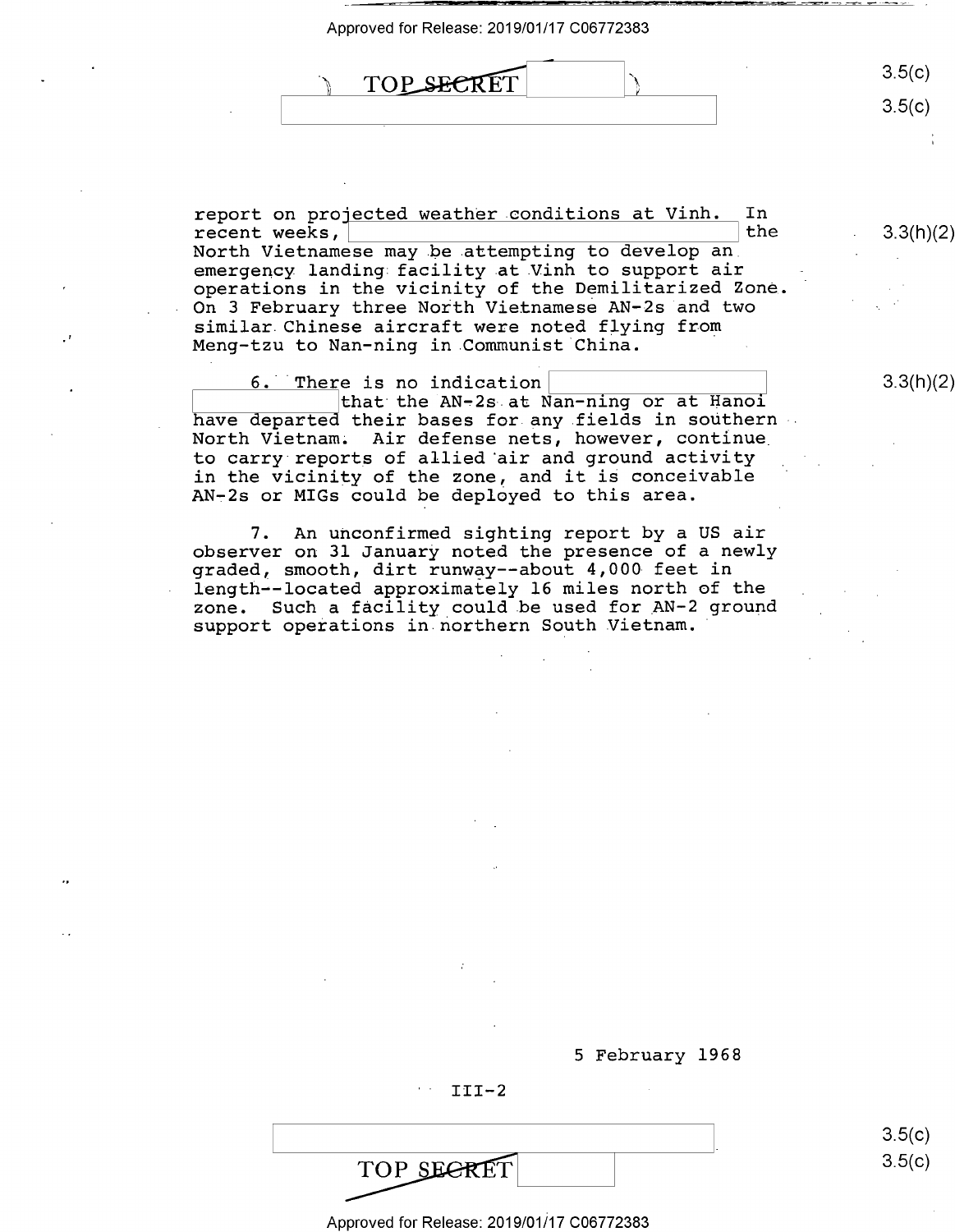report on projected weather conditions at Vinh. In recent weeks, [redacted] the North Vietnamese may be attempting to develop an emergency landing facility at Vinh to support air operations in the vicinity of the Demilitarized Zone. On 3 February three North Vietnamese AN-2s and two similar Chinese aircraft were noted flying from Meng-tzu to Nan-ning in Communist China.

6. There is no indication [redacted] that the AN-2s at Nan-ning or at Hanoi have departed their bases for any fields in southern North Vietnam. Air defense nets, however, continue to carry reports of allied air and ground activity in the vicinity of the zone, and it is conceivable AN-2s or MIGs could be deployed to this area.

7. An unconfirmed sighting report by a US air observer on 31 January noted the presence of a newly graded, smooth, dirt runway--about 4,000 feet in length--located approximately 16 miles north of the zone. Such a facility could be used for AN-2 ground support operations in northern South Vietnam.

5 February 1968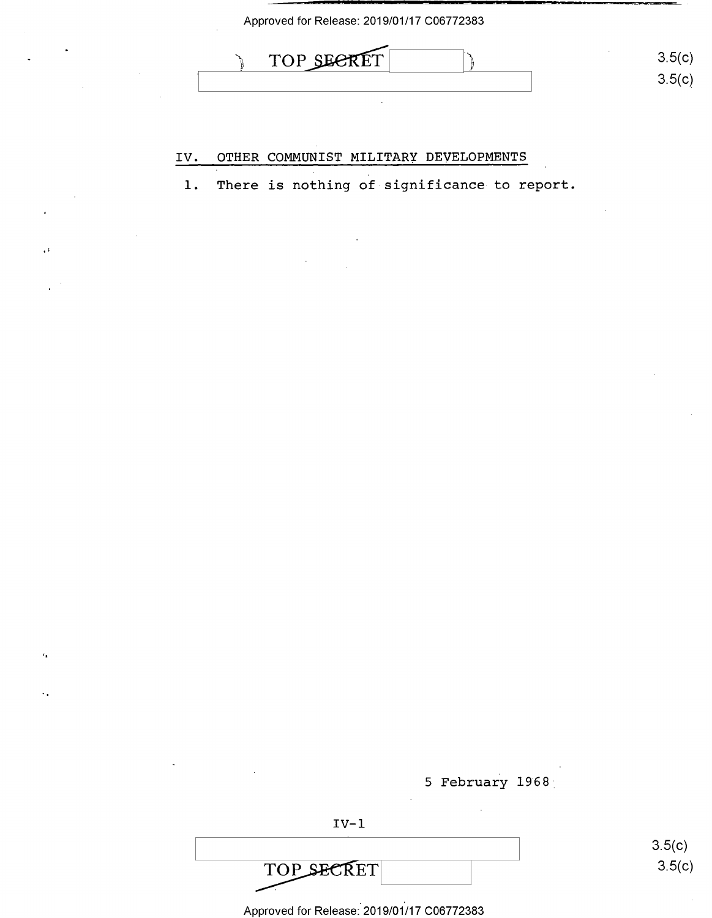## IV. OTHER COMMUNIST MILITARY DEVELOPMENTS

1. There is nothing of significance to report.

5 February 1968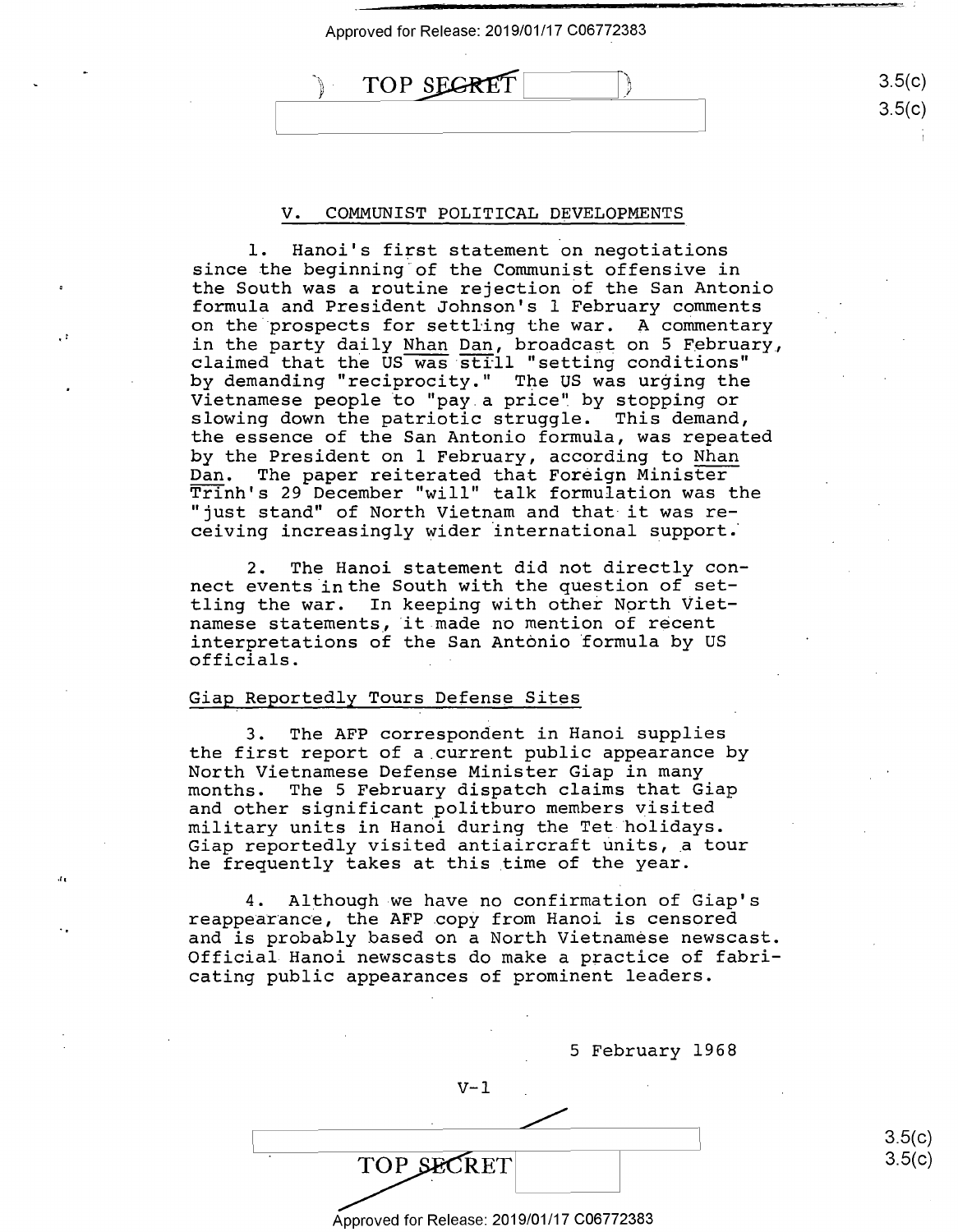## V. COMMUNIST POLITICAL DEVELOPMENTS

1. Hanoi's first statement on negotiations since the beginning of the Communist offensive in the South was a routine rejection of the San Antonio formula and President Johnson's 1 February comments on the prospects for settling the war. A commentary in the party daily _Nhan Dan_, broadcast on 5 February, claimed that the US was still "setting conditions" by demanding "reciprocity." The US was urging the Vietnamese people to "pay a price" by stopping or slowing down the patriotic struggle. This demand, the essence of the San Antonio formula, was repeated by the President on 1 February, according to _Nhan Dan_. The paper reiterated that Foreign Minister Trinh's 29 December "will" talk formulation was the "just stand" of North Vietnam and that it was receiving increasingly wider international support.

2. The Hanoi statement did not directly connect events in the South with the question of settling the war. In keeping with other North Vietnamese statements, it made no mention of recent interpretations of the San Antonio formula by US officials.

### Giap Reportedly Tours Defense Sites

3. The AFP correspondent in Hanoi supplies the first report of a current public appearance by North Vietnamese Defense Minister Giap in many months. The 5 February dispatch claims that Giap and other significant politburo members visited military units in Hanoi during the Tet holidays. Giap reportedly visited antiaircraft units, a tour he frequently takes at this time of the year.

4. Although we have no confirmation of Giap's reappearance, the AFP copy from Hanoi is censored and is probably based on a North Vietnamese newscast. Official Hanoi newscasts do make a practice of fabricating public appearances of prominent leaders.

5 February 1968

V-1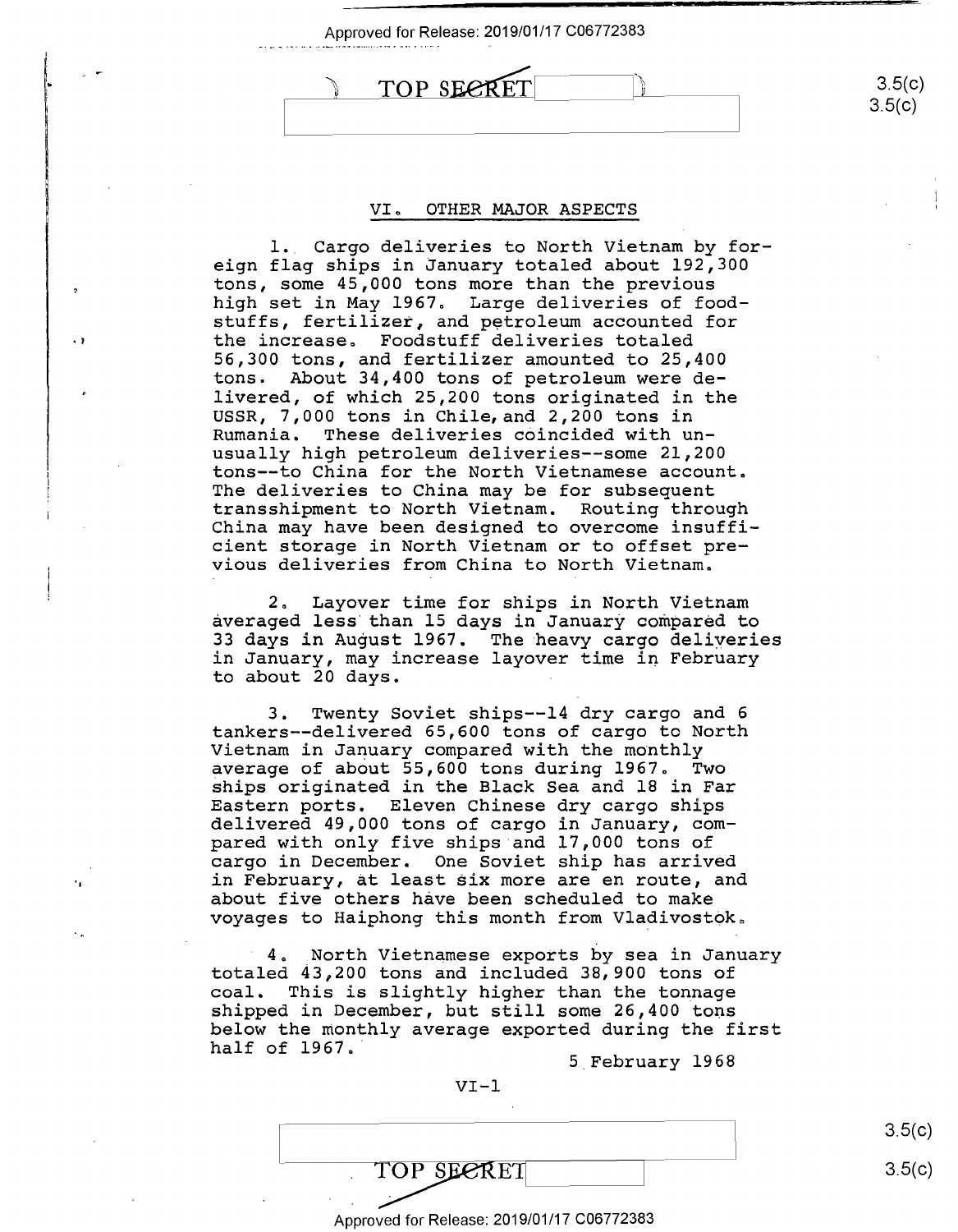## VI. OTHER MAJOR ASPECTS

1. Cargo deliveries to North Vietnam by foreign flag ships in January totaled about 192,300 tons, some 45,000 tons more than the previous high set in May 1967. Large deliveries of foodstuffs, fertilizer, and petroleum accounted for the increase. Foodstuff deliveries totaled 56,300 tons, and fertilizer amounted to 25,400 tons. About 34,400 tons of petroleum were delivered, of which 25,200 tons originated in the USSR, 7,000 tons in Chile, and 2,200 tons in Rumania. These deliveries coincided with unusually high petroleum deliveries--some 21,200 tons--to China for the North Vietnamese account. The deliveries to China may be for subsequent transshipment to North Vietnam. Routing through China may have been designed to overcome insufficient storage in North Vietnam or to offset previous deliveries from China to North Vietnam.

2. Layover time for ships in North Vietnam averaged less than 15 days in January compared to 33 days in August 1967. The heavy cargo deliveries in January, may increase layover time in February to about 20 days.

3. Twenty Soviet ships--14 dry cargo and 6 tankers--delivered 65,600 tons of cargo to North Vietnam in January compared with the monthly average of about 55,600 tons during 1967. Two ships originated in the Black Sea and 18 in Far Eastern ports. Eleven Chinese dry cargo ships delivered 49,000 tons of cargo in January, compared with only five ships and 17,000 tons of cargo in December. One Soviet ship has arrived in February, at least six more are en route, and about five others have been scheduled to make voyages to Haiphong this month from Vladivostok.

4. North Vietnamese exports by sea in January totaled 43,200 tons and included 38,900 tons of coal. This is slightly higher than the tonnage shipped in December, but still some 26,400 tons below the monthly average exported during the first half of 1967.

5 February 1968

VI-1